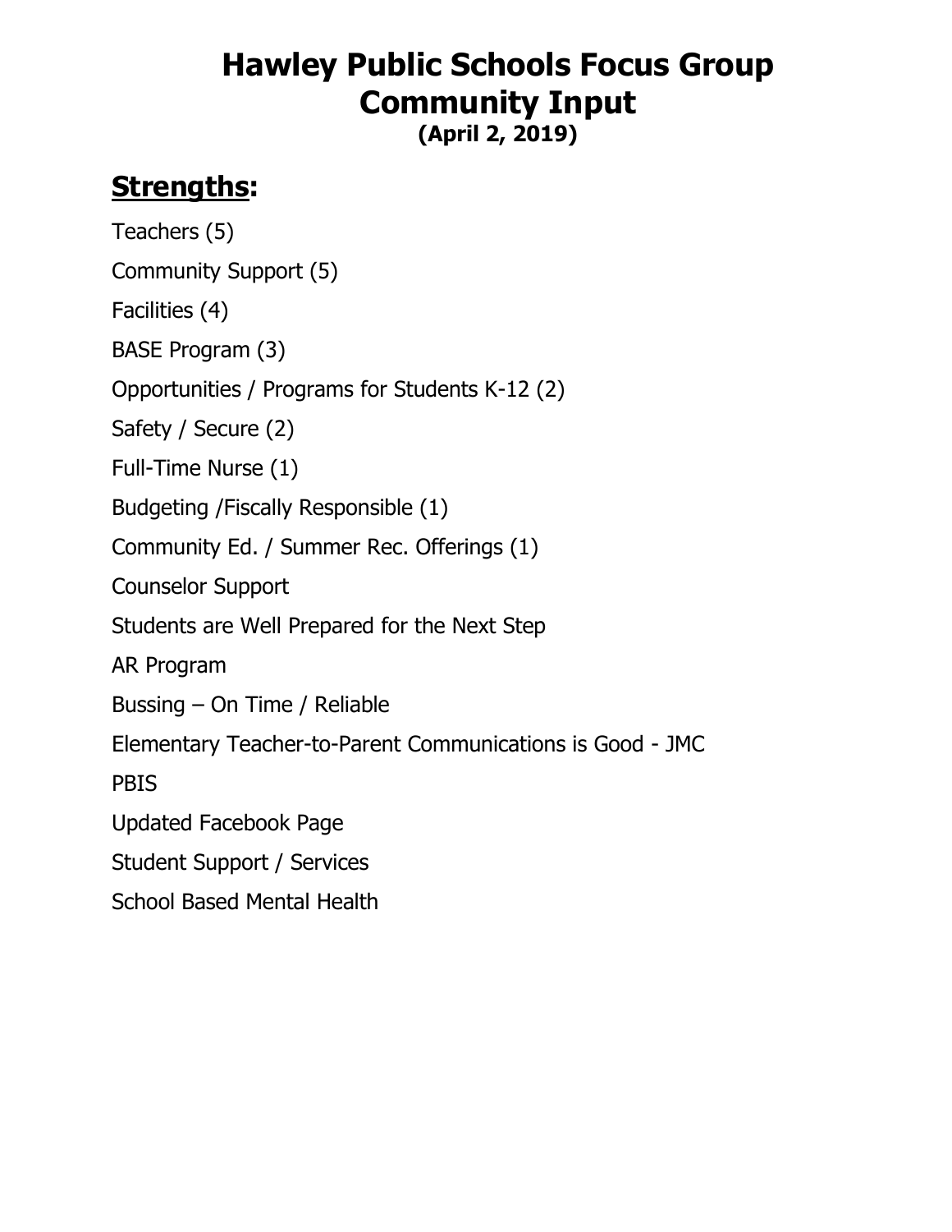# Hawley Public Schools Focus Group Community Input

**(April 2, 2019)**

## **Strengths**:

Teachers (5)

Community Support (5)

Facilities (4)

BASE Program (3)

Opportunities / Programs for Students K-12 (2)

Safety / Secure (2)

Full-Time Nurse (1)

Budgeting /Fiscally Responsible (1)

Community Ed. / Summer Rec. Offerings (1)

Counselor Support

Students are Well Prepared for the Next Step

AR Program

Bussing – On Time / Reliable

Elementary Teacher-to-Parent Communications is Good - JMC

PBIS

Updated Facebook Page

Student Support / Services

School Based Mental Health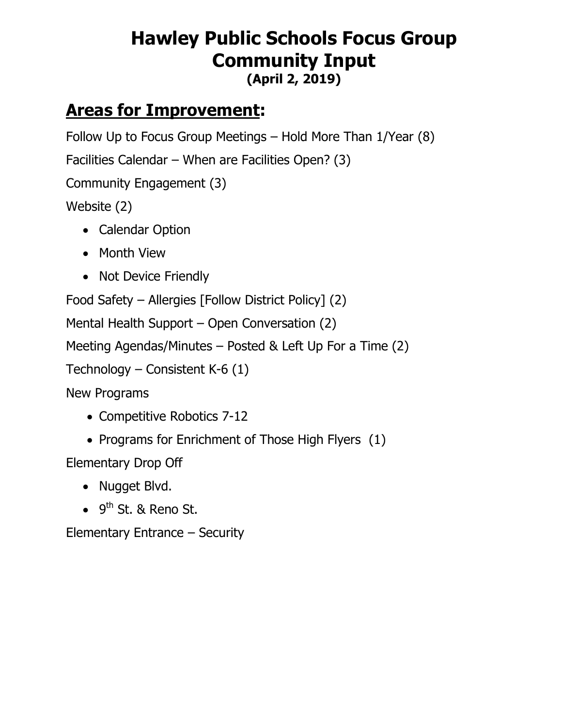# Hawley Public Schools Focus Group Community Input

**(April 2, 2019)**

## Areas for Improvement:

Follow Up to Focus Group Meetings – Hold More Than 1/Year (8)

Facilities Calendar – When are Facilities Open? (3)

Community Engagement (3)

Website (2)

- Calendar Option
- Month View
- Not Device Friendly

Food Safety – Allergies [Follow District Policy] (2)

Mental Health Support – Open Conversation (2)

Meeting Agendas/Minutes – Posted & Left Up For a Time (2)

Technology – Consistent K-6 (1)

New Programs

- Competitive Robotics 7-12
- Programs for Enrichment of Those High Flyers (1)

Elementary Drop Off

- Nugget Blvd.
- 9th St. & Reno St.

Elementary Entrance – Security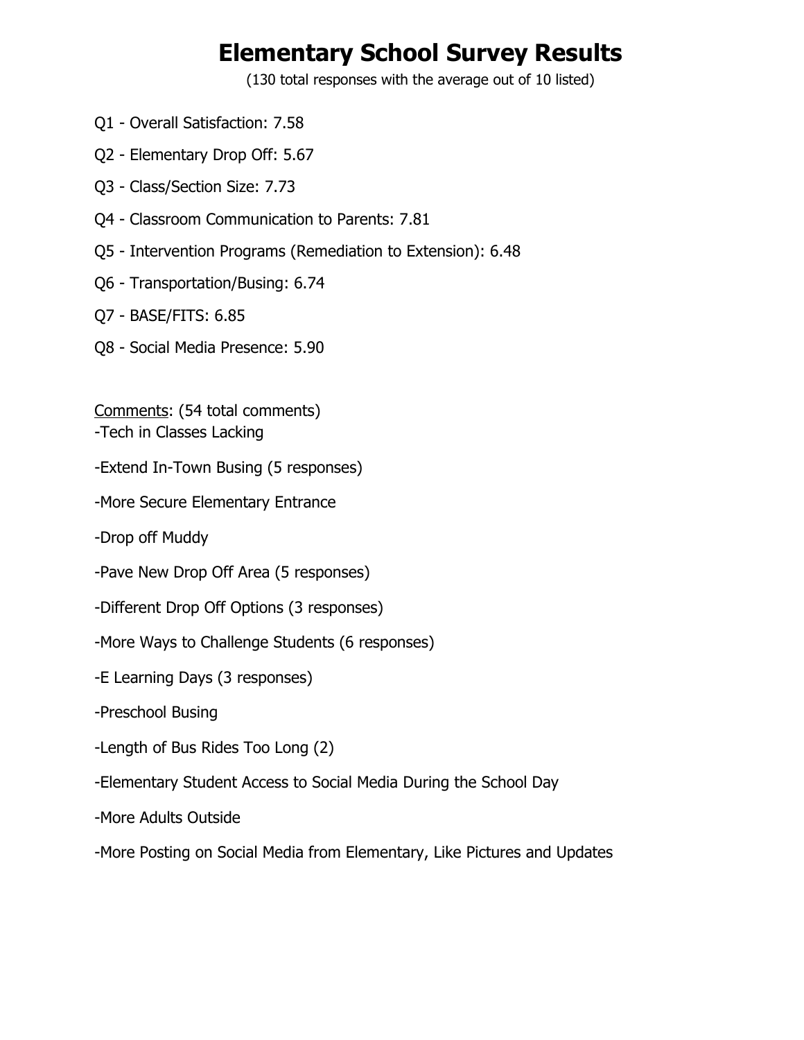# Elementary School Survey Results

(130 total responses with the average out of 10 listed)

Q1 - Overall Satisfaction: 7.58

Q2 - Elementary Drop Off: 5.67

Q3 - Class/Section Size: 7.73

Q4 - Classroom Communication to Parents: 7.81

Q5 - Intervention Programs (Remediation to Extension): 6.48

Q6 - Transportation/Busing: 6.74

Q7 - BASE/FITS: 6.85

Q8 - Social Media Presence: 5.90

<u>Comments</u>: (54 total comments)

-Tech in Classes Lacking

-Extend In-Town Busing (5 responses)

-More Secure Elementary Entrance

-Drop off Muddy

-Pave New Drop Off Area (5 responses)

-Different Drop Off Options (3 responses)

-More Ways to Challenge Students (6 responses)

-E Learning Days (3 responses)

-Preschool Busing

-Length of Bus Rides Too Long (2)

-Elementary Student Access to Social Media During the School Day

-More Adults Outside

-More Posting on Social Media from Elementary, Like Pictures and Updates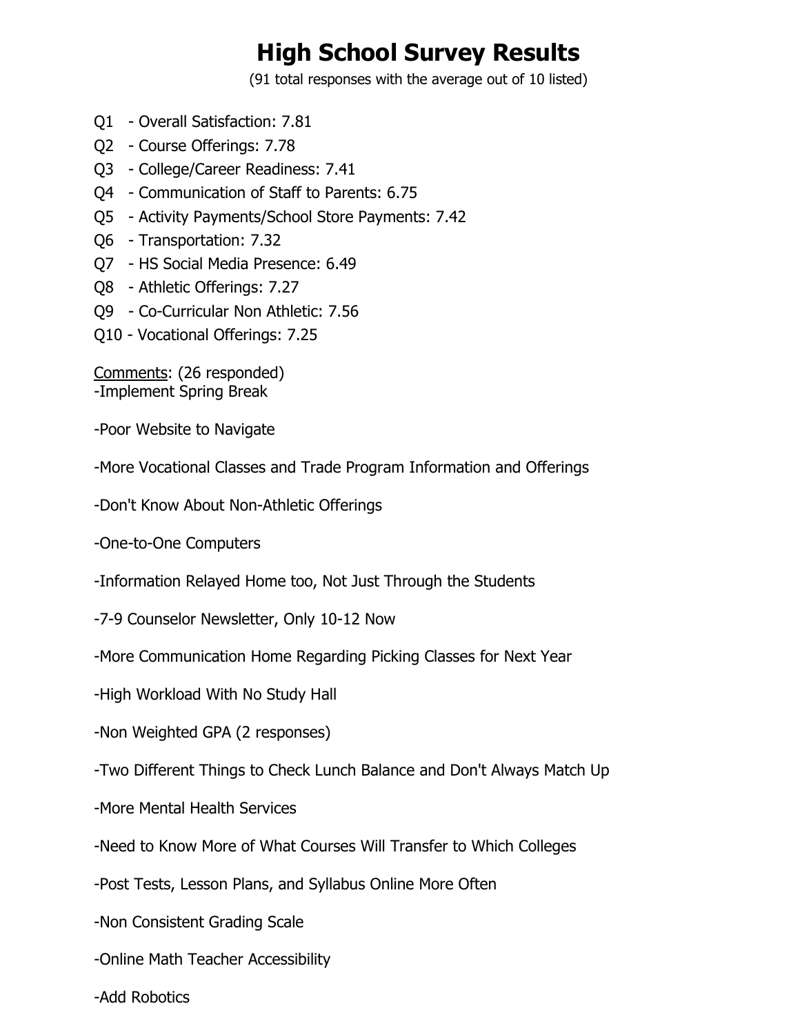# High School Survey Results

(91 total responses with the average out of 10 listed)

Q1 - Overall Satisfaction: 7.81

Q2 - Course Offerings: 7.78

Q3 - College/Career Readiness: 7.41

Q4 - Communication of Staff to Parents: 6.75

Q5 - Activity Payments/School Store Payments: 7.42

Q6 - Transportation: 7.32

Q7 - HS Social Media Presence: 6.49

Q8 - Athletic Offerings: 7.27

Q9 - Co-Curricular Non Athletic: 7.56

Q10 - Vocational Offerings: 7.25

<u>Comments</u>: (26 responded)

-Implement Spring Break

-Poor Website to Navigate

-More Vocational Classes and Trade Program Information and Offerings

-Don't Know About Non-Athletic Offerings

-One-to-One Computers

-Information Relayed Home too, Not Just Through the Students

-7-9 Counselor Newsletter, Only 10-12 Now

-More Communication Home Regarding Picking Classes for Next Year

-High Workload With No Study Hall

-Non Weighted GPA (2 responses)

-Two Different Things to Check Lunch Balance and Don't Always Match Up

-More Mental Health Services

-Need to Know More of What Courses Will Transfer to Which Colleges

-Post Tests, Lesson Plans, and Syllabus Online More Often

-Non Consistent Grading Scale

-Online Math Teacher Accessibility

-Add Robotics